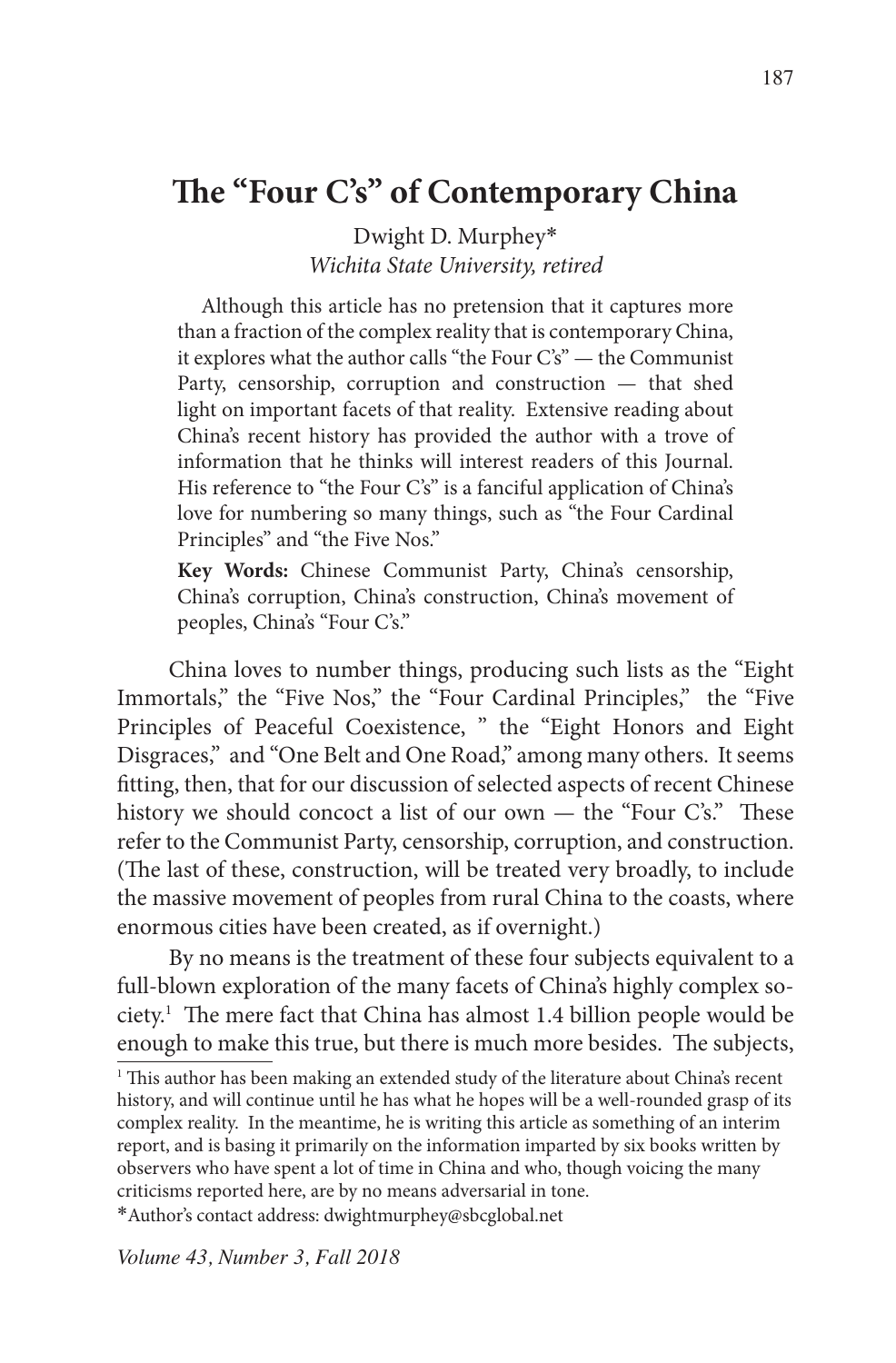# The "Four C's" of Contemporary China

Dwight D. Murphey*
*Wichita State University, retired*

Although this article has no pretension that it captures more than a fraction of the complex reality that is contemporary China, it explores what the author calls "the Four C's" — the Communist Party, censorship, corruption and construction — that shed light on important facets of that reality. Extensive reading about China's recent history has provided the author with a trove of information that he thinks will interest readers of this Journal. His reference to "the Four C's" is a fanciful application of China's love for numbering so many things, such as "the Four Cardinal Principles" and "the Five Nos."

**Key Words:** Chinese Communist Party, China's censorship, China's corruption, China's construction, China's movement of peoples, China's "Four C's."

China loves to number things, producing such lists as the "Eight Immortals," the "Five Nos," the "Four Cardinal Principles," the "Five Principles of Peaceful Coexistence, " the "Eight Honors and Eight Disgraces," and "One Belt and One Road," among many others. It seems fitting, then, that for our discussion of selected aspects of recent Chinese history we should concoct a list of our own — the "Four C's." These refer to the Communist Party, censorship, corruption, and construction. (The last of these, construction, will be treated very broadly, to include the massive movement of peoples from rural China to the coasts, where enormous cities have been created, as if overnight.)

By no means is the treatment of these four subjects equivalent to a full-blown exploration of the many facets of China's highly complex society.[1] The mere fact that China has almost 1.4 billion people would be enough to make this true, but there is much more besides. The subjects,

[1] This author has been making an extended study of the literature about China's recent history, and will continue until he has what he hopes will be a well-rounded grasp of its complex reality. In the meantime, he is writing this article as something of an interim report, and is basing it primarily on the information imparted by six books written by observers who have spent a lot of time in China and who, though voicing the many criticisms reported here, are by no means adversarial in tone.

*Author's contact address: dwightmurphey@sbcglobal.net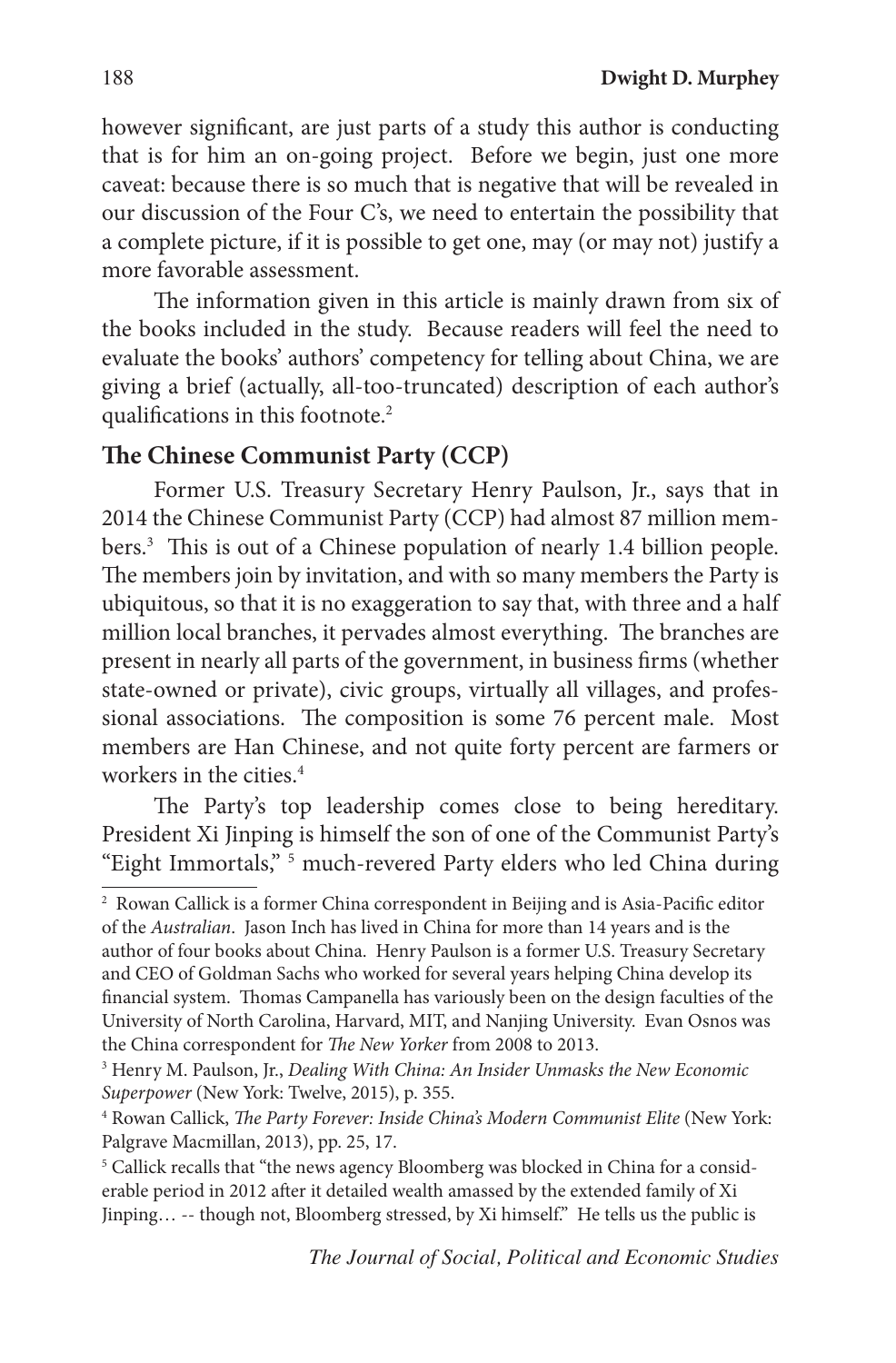however significant, are just parts of a study this author is conducting that is for him an on-going project. Before we begin, just one more caveat: because there is so much that is negative that will be revealed in our discussion of the Four C's, we need to entertain the possibility that a complete picture, if it is possible to get one, may (or may not) justify a more favorable assessment.

The information given in this article is mainly drawn from six of the books included in the study. Because readers will feel the need to evaluate the books' authors' competency for telling about China, we are giving a brief (actually, all-too-truncated) description of each author's qualifications in this footnote.[2]

## The Chinese Communist Party (CCP)

Former U.S. Treasury Secretary Henry Paulson, Jr., says that in 2014 the Chinese Communist Party (CCP) had almost 87 million members.[3] This is out of a Chinese population of nearly 1.4 billion people. The members join by invitation, and with so many members the Party is ubiquitous, so that it is no exaggeration to say that, with three and a half million local branches, it pervades almost everything. The branches are present in nearly all parts of the government, in business firms (whether state-owned or private), civic groups, virtually all villages, and professional associations. The composition is some 76 percent male. Most members are Han Chinese, and not quite forty percent are farmers or workers in the cities.[4]

The Party's top leadership comes close to being hereditary. President Xi Jinping is himself the son of one of the Communist Party's "Eight Immortals," [5] much-revered Party elders who led China during

---

[2] Rowan Callick is a former China correspondent in Beijing and is Asia-Pacific editor of the *Australian*. Jason Inch has lived in China for more than 14 years and is the author of four books about China. Henry Paulson is a former U.S. Treasury Secretary and CEO of Goldman Sachs who worked for several years helping China develop its financial system. Thomas Campanella has variously been on the design faculties of the University of North Carolina, Harvard, MIT, and Nanjing University. Evan Osnos was the China correspondent for *The New Yorker* from 2008 to 2013.

[3] Henry M. Paulson, Jr., *Dealing With China: An Insider Unmasks the New Economic Superpower* (New York: Twelve, 2015), p. 355.

[4] Rowan Callick, *The Party Forever: Inside China's Modern Communist Elite* (New York: Palgrave Macmillan, 2013), pp. 25, 17.

[5] Callick recalls that "the news agency Bloomberg was blocked in China for a considerable period in 2012 after it detailed wealth amassed by the extended family of Xi Jinping… -- though not, Bloomberg stressed, by Xi himself." He tells us the public is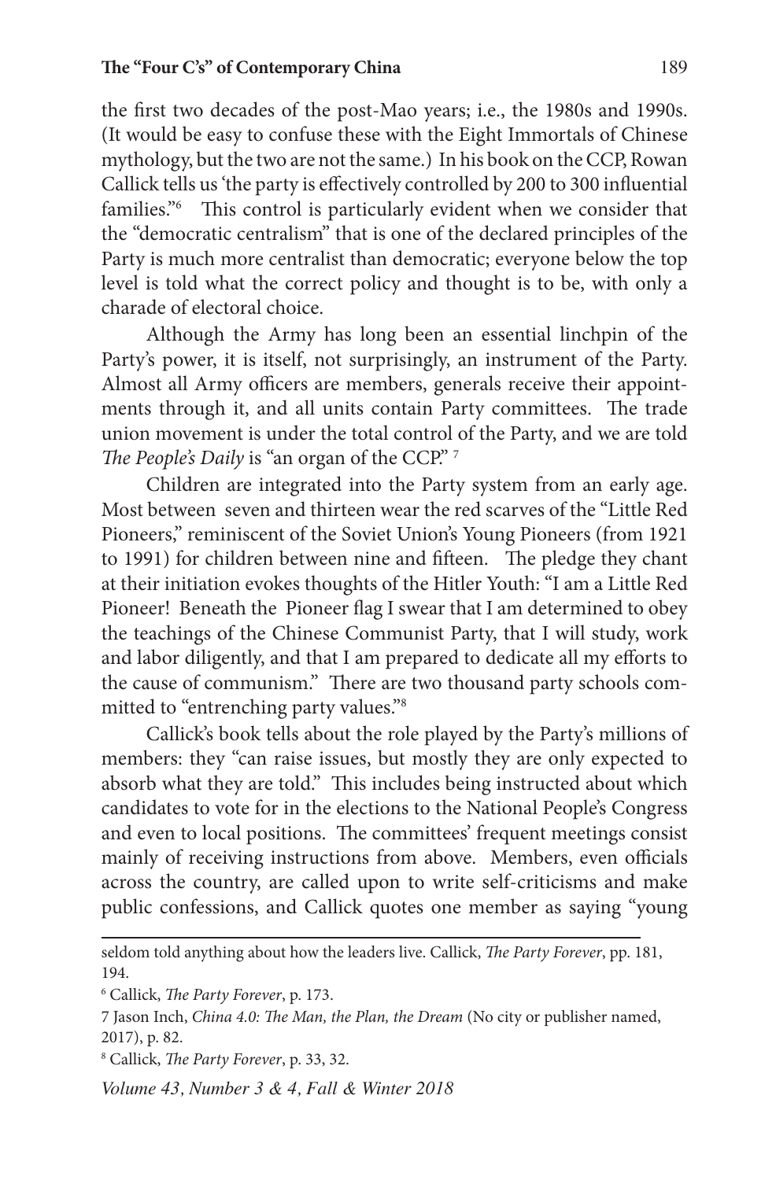the first two decades of the post-Mao years; i.e., the 1980s and 1990s. (It would be easy to confuse these with the Eight Immortals of Chinese mythology, but the two are not the same.) In his book on the CCP, Rowan Callick tells us 'the party is effectively controlled by 200 to 300 influential families."[6] This control is particularly evident when we consider that the "democratic centralism" that is one of the declared principles of the Party is much more centralist than democratic; everyone below the top level is told what the correct policy and thought is to be, with only a charade of electoral choice.

Although the Army has long been an essential linchpin of the Party's power, it is itself, not surprisingly, an instrument of the Party. Almost all Army officers are members, generals receive their appointments through it, and all units contain Party committees. The trade union movement is under the total control of the Party, and we are told *The People's Daily* is "an organ of the CCP." [7]

Children are integrated into the Party system from an early age. Most between seven and thirteen wear the red scarves of the "Little Red Pioneers," reminiscent of the Soviet Union's Young Pioneers (from 1921 to 1991) for children between nine and fifteen. The pledge they chant at their initiation evokes thoughts of the Hitler Youth: "I am a Little Red Pioneer! Beneath the Pioneer flag I swear that I am determined to obey the teachings of the Chinese Communist Party, that I will study, work and labor diligently, and that I am prepared to dedicate all my efforts to the cause of communism." There are two thousand party schools committed to "entrenching party values."[8]

Callick's book tells about the role played by the Party's millions of members: they "can raise issues, but mostly they are only expected to absorb what they are told." This includes being instructed about which candidates to vote for in the elections to the National People's Congress and even to local positions. The committees' frequent meetings consist mainly of receiving instructions from above. Members, even officials across the country, are called upon to write self-criticisms and make public confessions, and Callick quotes one member as saying "young

---

seldom told anything about how the leaders live. Callick, *The Party Forever*, pp. 181, 194.

[6] Callick, *The Party Forever*, p. 173.

[7] Jason Inch, *China 4.0: The Man, the Plan, the Dream* (No city or publisher named, 2017), p. 82.

[8] Callick, *The Party Forever*, p. 33, 32.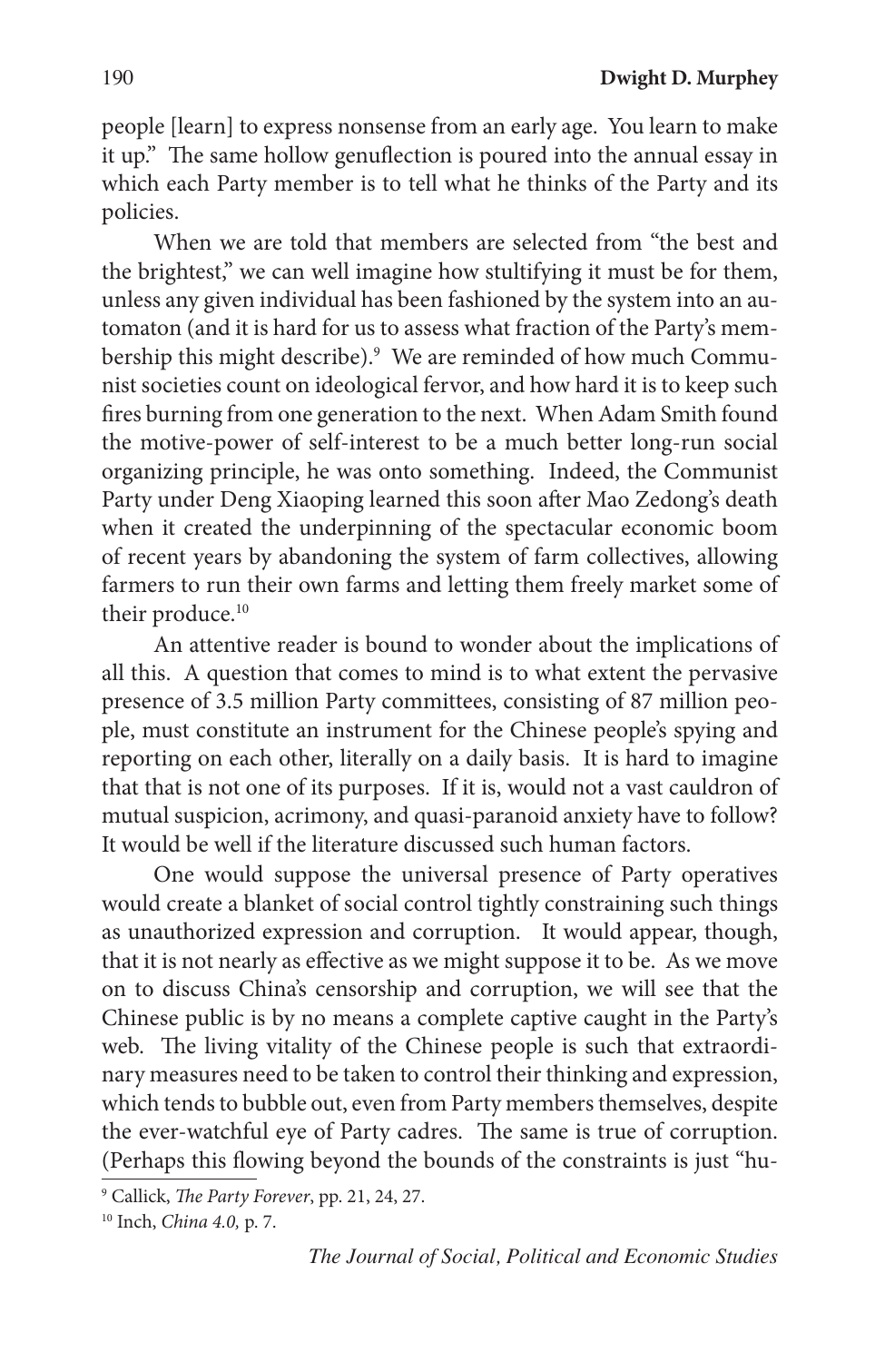people [learn] to express nonsense from an early age. You learn to make it up." The same hollow genuflection is poured into the annual essay in which each Party member is to tell what he thinks of the Party and its policies.

When we are told that members are selected from "the best and the brightest," we can well imagine how stultifying it must be for them, unless any given individual has been fashioned by the system into an automaton (and it is hard for us to assess what fraction of the Party's membership this might describe).[9] We are reminded of how much Communist societies count on ideological fervor, and how hard it is to keep such fires burning from one generation to the next. When Adam Smith found the motive-power of self-interest to be a much better long-run social organizing principle, he was onto something. Indeed, the Communist Party under Deng Xiaoping learned this soon after Mao Zedong's death when it created the underpinning of the spectacular economic boom of recent years by abandoning the system of farm collectives, allowing farmers to run their own farms and letting them freely market some of their produce.[10]

An attentive reader is bound to wonder about the implications of all this. A question that comes to mind is to what extent the pervasive presence of 3.5 million Party committees, consisting of 87 million people, must constitute an instrument for the Chinese people's spying and reporting on each other, literally on a daily basis. It is hard to imagine that that is not one of its purposes. If it is, would not a vast cauldron of mutual suspicion, acrimony, and quasi-paranoid anxiety have to follow? It would be well if the literature discussed such human factors.

One would suppose the universal presence of Party operatives would create a blanket of social control tightly constraining such things as unauthorized expression and corruption. It would appear, though, that it is not nearly as effective as we might suppose it to be. As we move on to discuss China's censorship and corruption, we will see that the Chinese public is by no means a complete captive caught in the Party's web. The living vitality of the Chinese people is such that extraordinary measures need to be taken to control their thinking and expression, which tends to bubble out, even from Party members themselves, despite the ever-watchful eye of Party cadres. The same is true of corruption. (Perhaps this flowing beyond the bounds of the constraints is just "hu-

[9] Callick, *The Party Forever*, pp. 21, 24, 27.

[10] Inch, *China 4.0,* p. 7.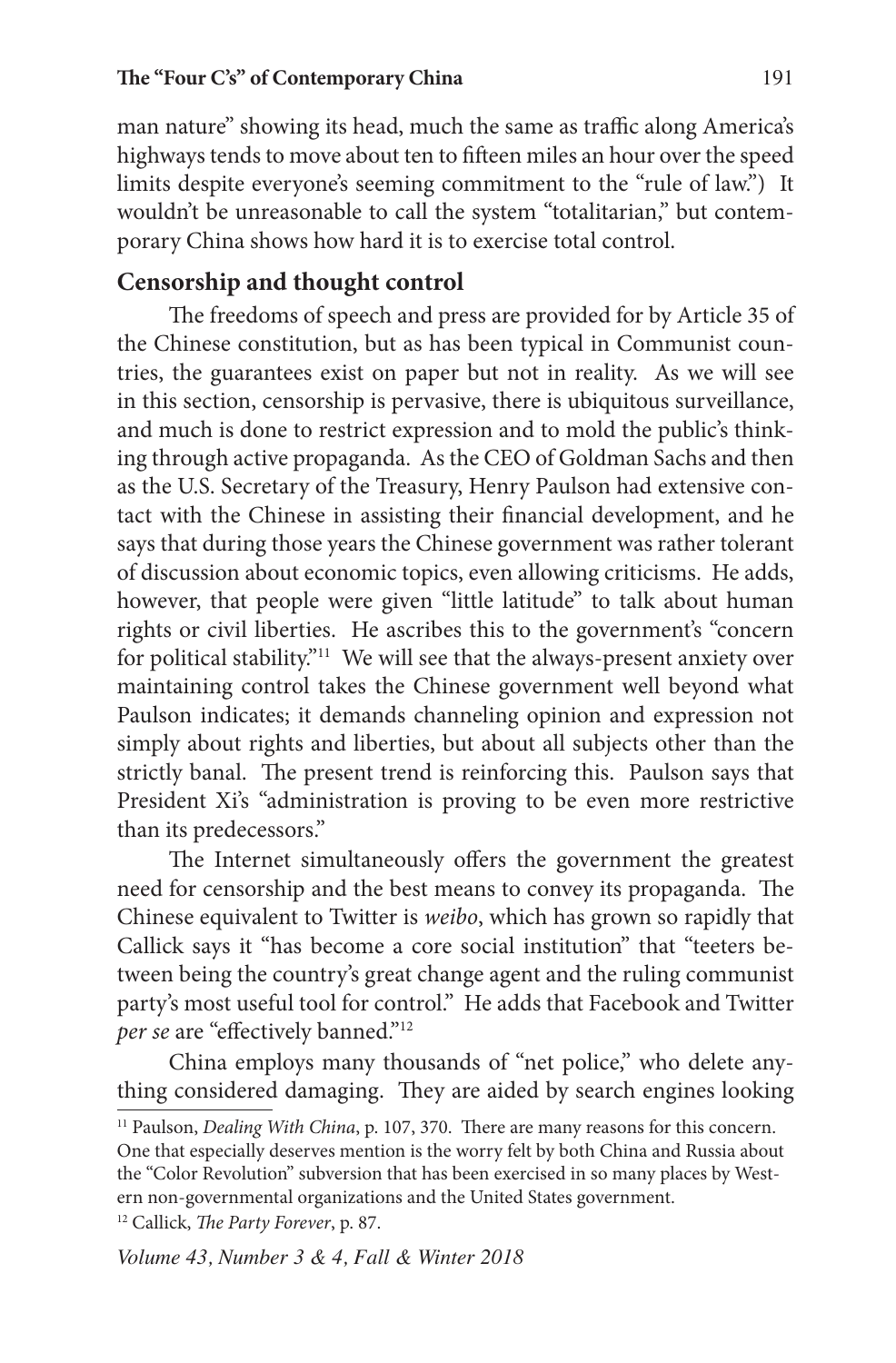man nature" showing its head, much the same as traffic along America's highways tends to move about ten to fifteen miles an hour over the speed limits despite everyone's seeming commitment to the "rule of law.") It wouldn't be unreasonable to call the system "totalitarian," but contemporary China shows how hard it is to exercise total control.

## Censorship and thought control

The freedoms of speech and press are provided for by Article 35 of the Chinese constitution, but as has been typical in Communist countries, the guarantees exist on paper but not in reality. As we will see in this section, censorship is pervasive, there is ubiquitous surveillance, and much is done to restrict expression and to mold the public's thinking through active propaganda. As the CEO of Goldman Sachs and then as the U.S. Secretary of the Treasury, Henry Paulson had extensive contact with the Chinese in assisting their financial development, and he says that during those years the Chinese government was rather tolerant of discussion about economic topics, even allowing criticisms. He adds, however, that people were given "little latitude" to talk about human rights or civil liberties. He ascribes this to the government's "concern for political stability."[11] We will see that the always-present anxiety over maintaining control takes the Chinese government well beyond what Paulson indicates; it demands channeling opinion and expression not simply about rights and liberties, but about all subjects other than the strictly banal. The present trend is reinforcing this. Paulson says that President Xi's "administration is proving to be even more restrictive than its predecessors."

The Internet simultaneously offers the government the greatest need for censorship and the best means to convey its propaganda. The Chinese equivalent to Twitter is *weibo*, which has grown so rapidly that Callick says it "has become a core social institution" that "teeters between being the country's great change agent and the ruling communist party's most useful tool for control." He adds that Facebook and Twitter *per se* are "effectively banned."[12]

China employs many thousands of "net police," who delete anything considered damaging. They are aided by search engines looking

---

[11] Paulson, *Dealing With China*, p. 107, 370. There are many reasons for this concern. One that especially deserves mention is the worry felt by both China and Russia about the "Color Revolution" subversion that has been exercised in so many places by Western non-governmental organizations and the United States government.

[12] Callick, *The Party Forever*, p. 87.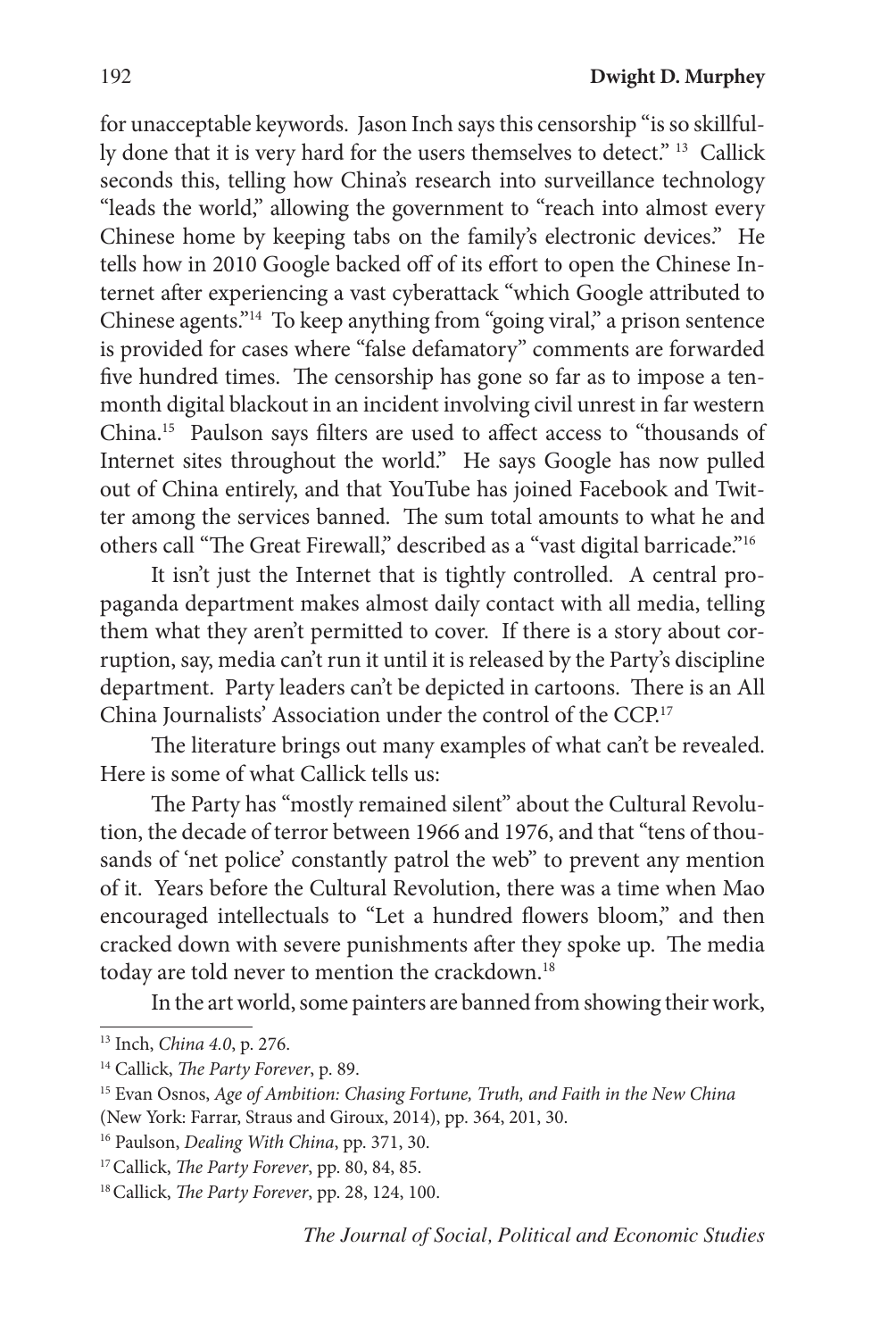for unacceptable keywords. Jason Inch says this censorship "is so skillfully done that it is very hard for the users themselves to detect." [13] Callick seconds this, telling how China's research into surveillance technology "leads the world," allowing the government to "reach into almost every Chinese home by keeping tabs on the family's electronic devices." He tells how in 2010 Google backed off of its effort to open the Chinese Internet after experiencing a vast cyberattack "which Google attributed to Chinese agents."[14] To keep anything from "going viral," a prison sentence is provided for cases where "false defamatory" comments are forwarded five hundred times. The censorship has gone so far as to impose a ten-month digital blackout in an incident involving civil unrest in far western China.[15] Paulson says filters are used to affect access to "thousands of Internet sites throughout the world." He says Google has now pulled out of China entirely, and that YouTube has joined Facebook and Twitter among the services banned. The sum total amounts to what he and others call "The Great Firewall," described as a "vast digital barricade."[16]

It isn't just the Internet that is tightly controlled. A central propaganda department makes almost daily contact with all media, telling them what they aren't permitted to cover. If there is a story about corruption, say, media can't run it until it is released by the Party's discipline department. Party leaders can't be depicted in cartoons. There is an All China Journalists' Association under the control of the CCP.[17]

The literature brings out many examples of what can't be revealed. Here is some of what Callick tells us:

The Party has "mostly remained silent" about the Cultural Revolution, the decade of terror between 1966 and 1976, and that "tens of thousands of 'net police' constantly patrol the web" to prevent any mention of it. Years before the Cultural Revolution, there was a time when Mao encouraged intellectuals to "Let a hundred flowers bloom," and then cracked down with severe punishments after they spoke up. The media today are told never to mention the crackdown.[18]

In the art world, some painters are banned from showing their work,

---

[13] Inch, *China 4.0*, p. 276.

[14] Callick, *The Party Forever*, p. 89.

[15] Evan Osnos, *Age of Ambition: Chasing Fortune, Truth, and Faith in the New China* (New York: Farrar, Straus and Giroux, 2014), pp. 364, 201, 30.

[16] Paulson, *Dealing With China*, pp. 371, 30.

[17] Callick, *The Party Forever*, pp. 80, 84, 85.

[18] Callick, *The Party Forever*, pp. 28, 124, 100.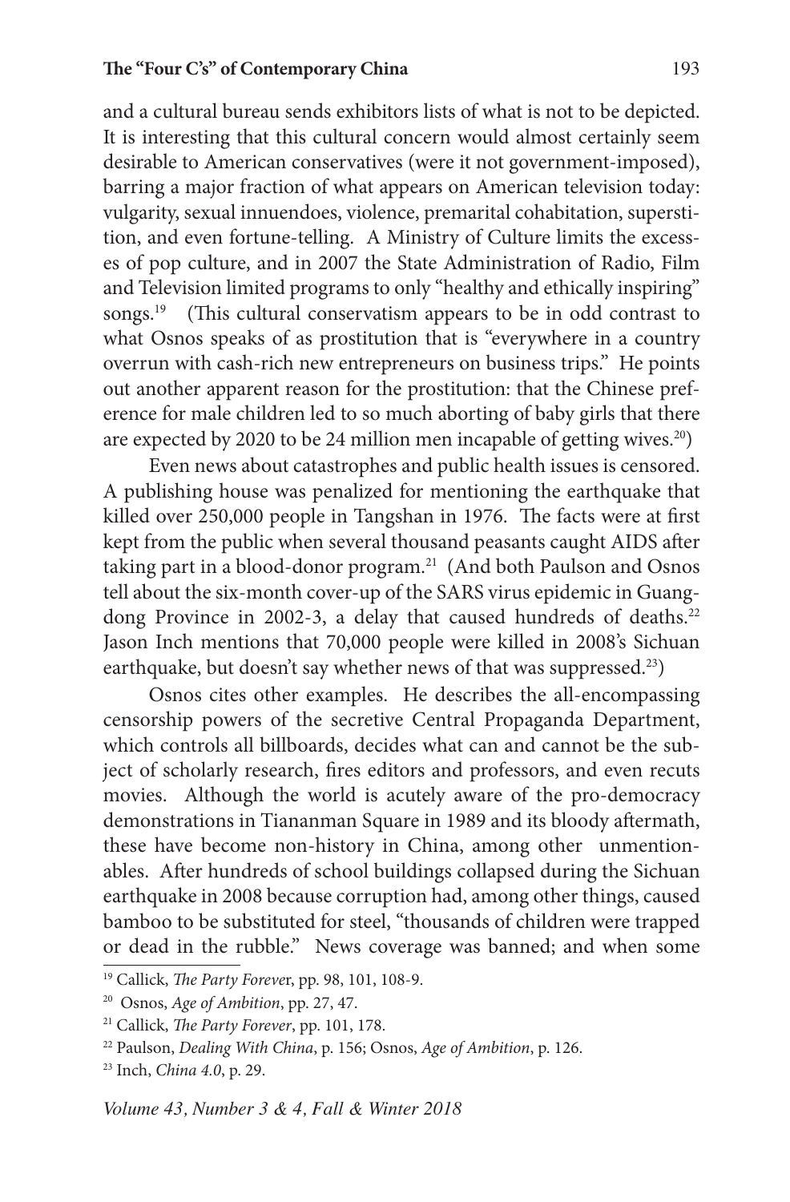and a cultural bureau sends exhibitors lists of what is not to be depicted. It is interesting that this cultural concern would almost certainly seem desirable to American conservatives (were it not government-imposed), barring a major fraction of what appears on American television today: vulgarity, sexual innuendoes, violence, premarital cohabitation, superstition, and even fortune-telling. A Ministry of Culture limits the excesses of pop culture, and in 2007 the State Administration of Radio, Film and Television limited programs to only "healthy and ethically inspiring" songs.[19] (This cultural conservatism appears to be in odd contrast to what Osnos speaks of as prostitution that is "everywhere in a country overrun with cash-rich new entrepreneurs on business trips." He points out another apparent reason for the prostitution: that the Chinese preference for male children led to so much aborting of baby girls that there are expected by 2020 to be 24 million men incapable of getting wives.[20])

Even news about catastrophes and public health issues is censored. A publishing house was penalized for mentioning the earthquake that killed over 250,000 people in Tangshan in 1976. The facts were at first kept from the public when several thousand peasants caught AIDS after taking part in a blood-donor program.[21] (And both Paulson and Osnos tell about the six-month cover-up of the SARS virus epidemic in Guangdong Province in 2002-3, a delay that caused hundreds of deaths.[22] Jason Inch mentions that 70,000 people were killed in 2008's Sichuan earthquake, but doesn't say whether news of that was suppressed.[23])

Osnos cites other examples. He describes the all-encompassing censorship powers of the secretive Central Propaganda Department, which controls all billboards, decides what can and cannot be the subject of scholarly research, fires editors and professors, and even recuts movies. Although the world is acutely aware of the pro-democracy demonstrations in Tiananman Square in 1989 and its bloody aftermath, these have become non-history in China, among other unmentionables. After hundreds of school buildings collapsed during the Sichuan earthquake in 2008 because corruption had, among other things, caused bamboo to be substituted for steel, "thousands of children were trapped or dead in the rubble." News coverage was banned; and when some

---

[19] Callick, *The Party Forever*, pp. 98, 101, 108-9.

[20] Osnos, *Age of Ambition*, pp. 27, 47.

[21] Callick, *The Party Forever*, pp. 101, 178.

[22] Paulson, *Dealing With China*, p. 156; Osnos, *Age of Ambition*, p. 126.

[23] Inch, *China 4.0*, p. 29.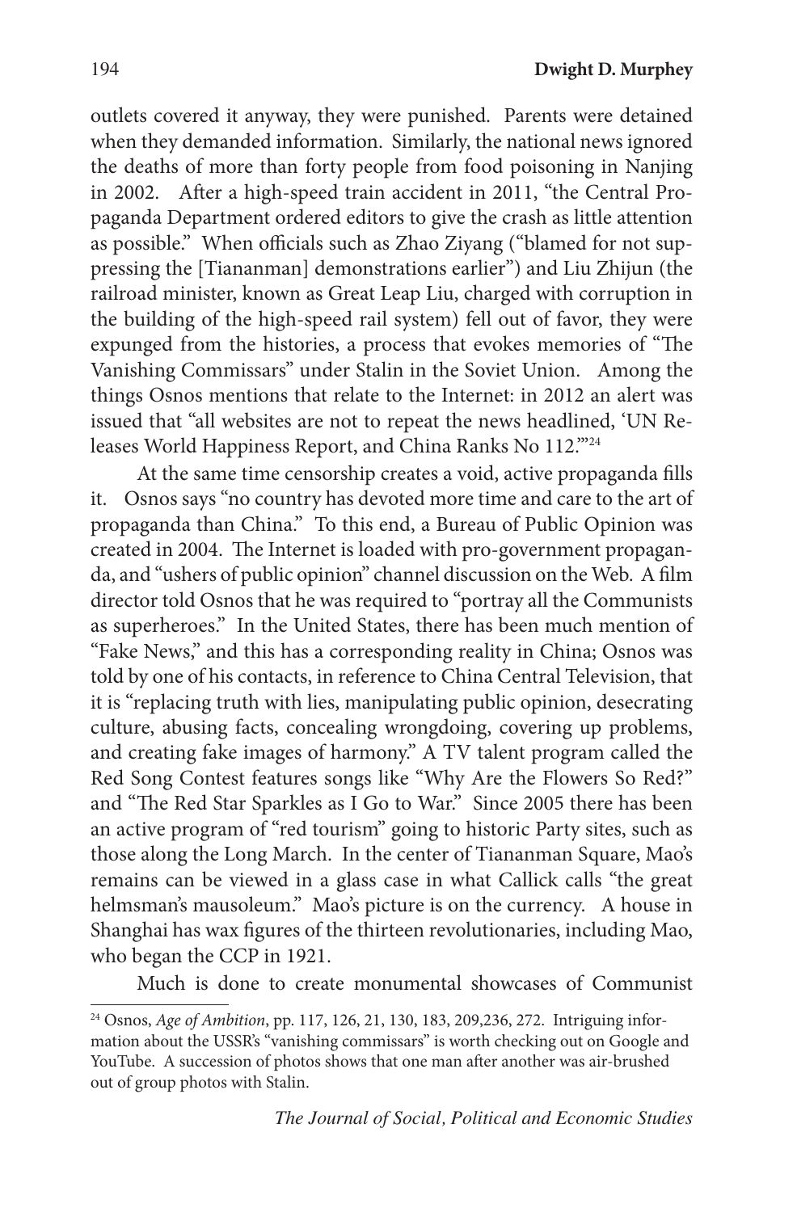outlets covered it anyway, they were punished. Parents were detained when they demanded information. Similarly, the national news ignored the deaths of more than forty people from food poisoning in Nanjing in 2002. After a high-speed train accident in 2011, "the Central Propaganda Department ordered editors to give the crash as little attention as possible." When officials such as Zhao Ziyang ("blamed for not suppressing the [Tiananman] demonstrations earlier") and Liu Zhijun (the railroad minister, known as Great Leap Liu, charged with corruption in the building of the high-speed rail system) fell out of favor, they were expunged from the histories, a process that evokes memories of "The Vanishing Commissars" under Stalin in the Soviet Union. Among the things Osnos mentions that relate to the Internet: in 2012 an alert was issued that "all websites are not to repeat the news headlined, 'UN Releases World Happiness Report, and China Ranks No 112.'"[24]

At the same time censorship creates a void, active propaganda fills it. Osnos says "no country has devoted more time and care to the art of propaganda than China." To this end, a Bureau of Public Opinion was created in 2004. The Internet is loaded with pro-government propaganda, and "ushers of public opinion" channel discussion on the Web. A film director told Osnos that he was required to "portray all the Communists as superheroes." In the United States, there has been much mention of "Fake News," and this has a corresponding reality in China; Osnos was told by one of his contacts, in reference to China Central Television, that it is "replacing truth with lies, manipulating public opinion, desecrating culture, abusing facts, concealing wrongdoing, covering up problems, and creating fake images of harmony." A TV talent program called the Red Song Contest features songs like "Why Are the Flowers So Red?" and "The Red Star Sparkles as I Go to War." Since 2005 there has been an active program of "red tourism" going to historic Party sites, such as those along the Long March. In the center of Tiananman Square, Mao's remains can be viewed in a glass case in what Callick calls "the great helmsman's mausoleum." Mao's picture is on the currency. A house in Shanghai has wax figures of the thirteen revolutionaries, including Mao, who began the CCP in 1921.

Much is done to create monumental showcases of Communist

---

[24] Osnos, *Age of Ambition*, pp. 117, 126, 21, 130, 183, 209,236, 272. Intriguing information about the USSR's "vanishing commissars" is worth checking out on Google and YouTube. A succession of photos shows that one man after another was air-brushed out of group photos with Stalin.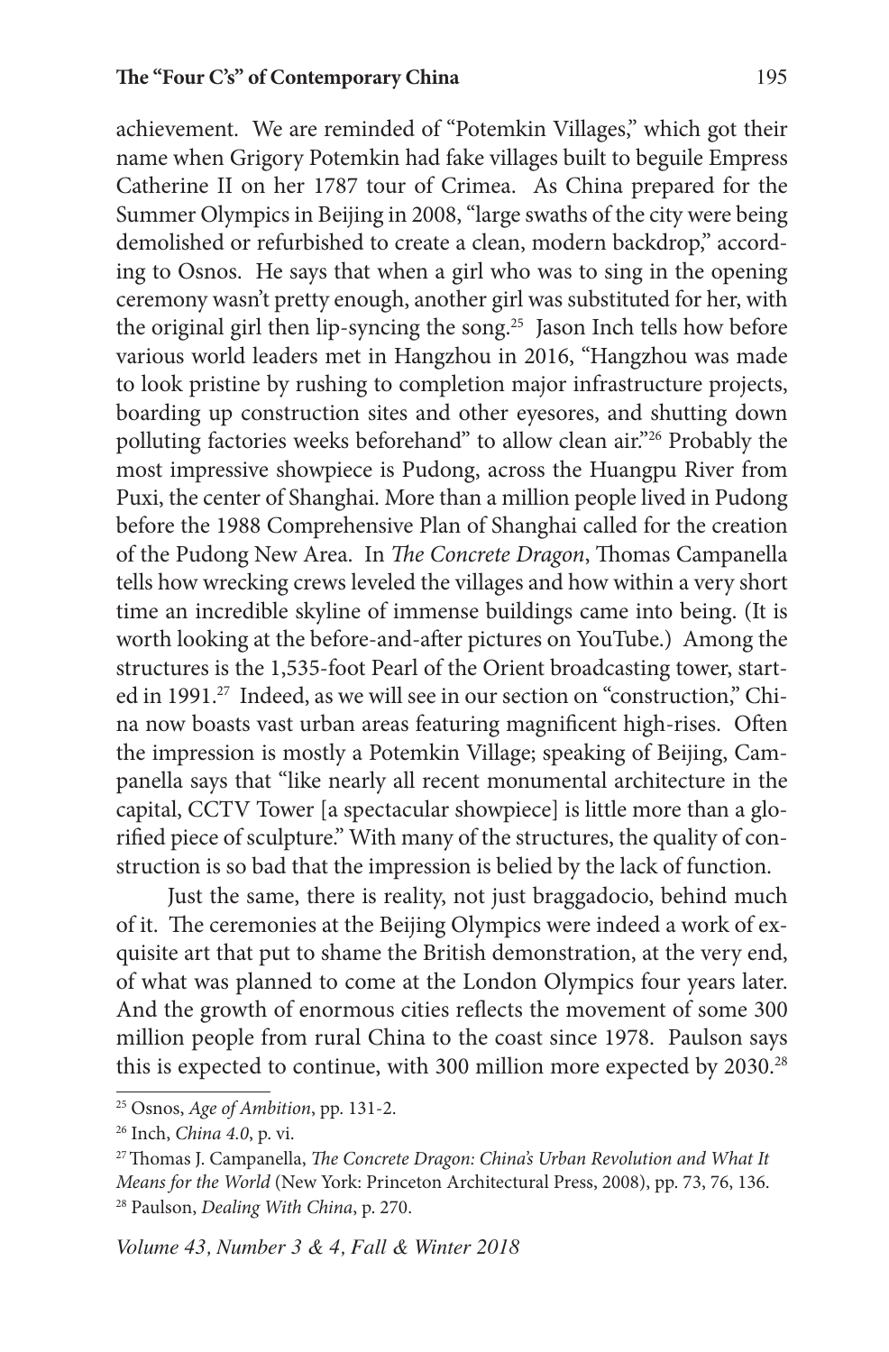achievement. We are reminded of "Potemkin Villages," which got their name when Grigory Potemkin had fake villages built to beguile Empress Catherine II on her 1787 tour of Crimea. As China prepared for the Summer Olympics in Beijing in 2008, "large swaths of the city were being demolished or refurbished to create a clean, modern backdrop," according to Osnos. He says that when a girl who was to sing in the opening ceremony wasn't pretty enough, another girl was substituted for her, with the original girl then lip-syncing the song.[25] Jason Inch tells how before various world leaders met in Hangzhou in 2016, "Hangzhou was made to look pristine by rushing to completion major infrastructure projects, boarding up construction sites and other eyesores, and shutting down polluting factories weeks beforehand" to allow clean air."[26] Probably the most impressive showpiece is Pudong, across the Huangpu River from Puxi, the center of Shanghai. More than a million people lived in Pudong before the 1988 Comprehensive Plan of Shanghai called for the creation of the Pudong New Area. In *The Concrete Dragon*, Thomas Campanella tells how wrecking crews leveled the villages and how within a very short time an incredible skyline of immense buildings came into being. (It is worth looking at the before-and-after pictures on YouTube.) Among the structures is the 1,535-foot Pearl of the Orient broadcasting tower, started in 1991.[27] Indeed, as we will see in our section on "construction," China now boasts vast urban areas featuring magnificent high-rises. Often the impression is mostly a Potemkin Village; speaking of Beijing, Campanella says that "like nearly all recent monumental architecture in the capital, CCTV Tower [a spectacular showpiece] is little more than a glorified piece of sculpture." With many of the structures, the quality of construction is so bad that the impression is belied by the lack of function.

Just the same, there is reality, not just braggadocio, behind much of it. The ceremonies at the Beijing Olympics were indeed a work of exquisite art that put to shame the British demonstration, at the very end, of what was planned to come at the London Olympics four years later. And the growth of enormous cities reflects the movement of some 300 million people from rural China to the coast since 1978. Paulson says this is expected to continue, with 300 million more expected by 2030.[28]

---

[25] Osnos, *Age of Ambition*, pp. 131-2.

[26] Inch, *China 4.0*, p. vi.

[27] Thomas J. Campanella, *The Concrete Dragon: China's Urban Revolution and What It Means for the World* (New York: Princeton Architectural Press, 2008), pp. 73, 76, 136.

[28] Paulson, *Dealing With China*, p. 270.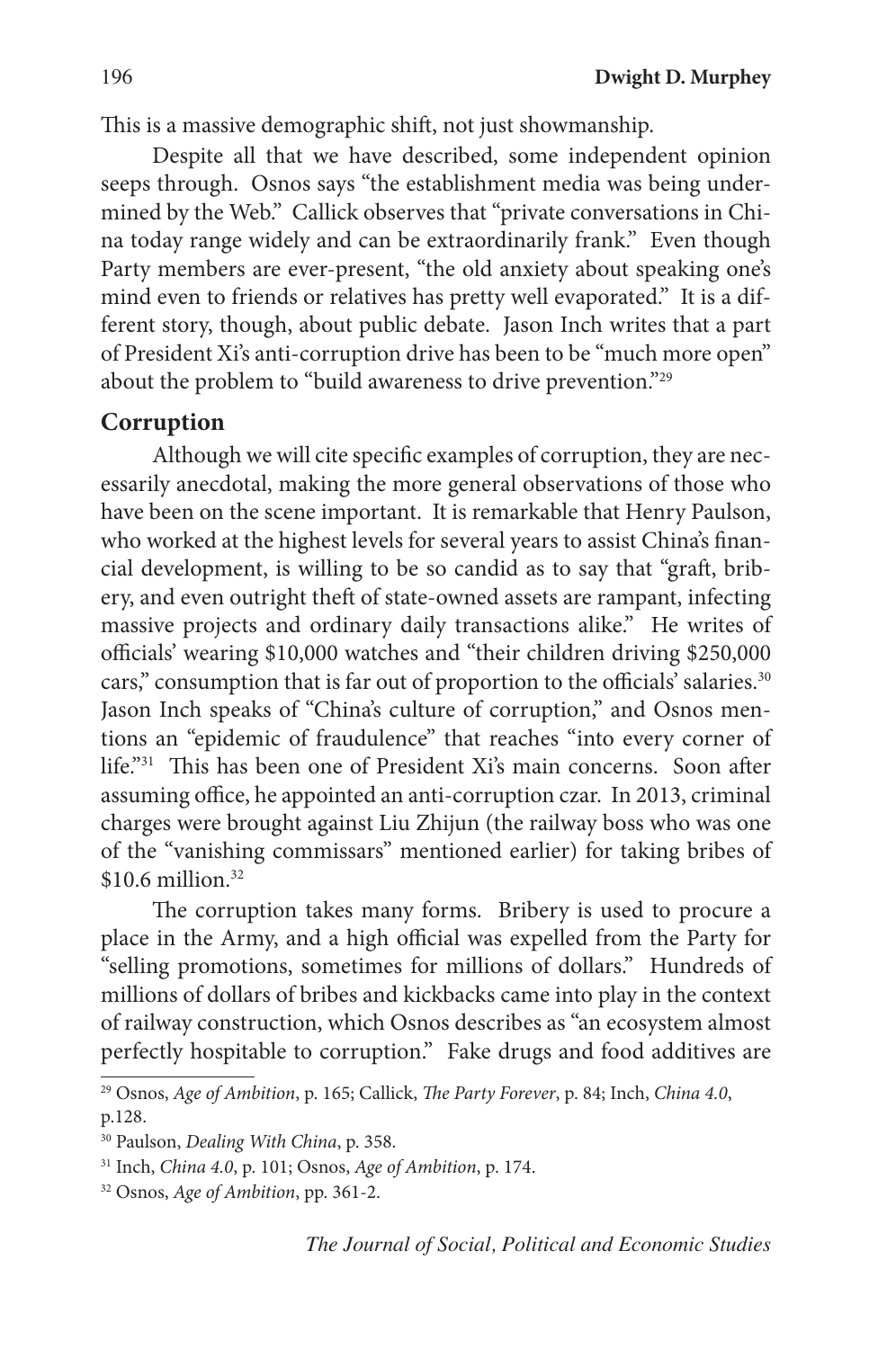This is a massive demographic shift, not just showmanship.

Despite all that we have described, some independent opinion seeps through. Osnos says "the establishment media was being undermined by the Web." Callick observes that "private conversations in China today range widely and can be extraordinarily frank." Even though Party members are ever-present, "the old anxiety about speaking one's mind even to friends or relatives has pretty well evaporated." It is a different story, though, about public debate. Jason Inch writes that a part of President Xi's anti-corruption drive has been to be "much more open" about the problem to "build awareness to drive prevention."[29]

## Corruption

Although we will cite specific examples of corruption, they are necessarily anecdotal, making the more general observations of those who have been on the scene important. It is remarkable that Henry Paulson, who worked at the highest levels for several years to assist China's financial development, is willing to be so candid as to say that "graft, bribery, and even outright theft of state-owned assets are rampant, infecting massive projects and ordinary daily transactions alike." He writes of officials' wearing $10,000 watches and "their children driving $250,000 cars," consumption that is far out of proportion to the officials' salaries.[30] Jason Inch speaks of "China's culture of corruption," and Osnos mentions an "epidemic of fraudulence" that reaches "into every corner of life."[31] This has been one of President Xi's main concerns. Soon after assuming office, he appointed an anti-corruption czar. In 2013, criminal charges were brought against Liu Zhijun (the railway boss who was one of the "vanishing commissars" mentioned earlier) for taking bribes of $10.6 million.[32]

The corruption takes many forms. Bribery is used to procure a place in the Army, and a high official was expelled from the Party for "selling promotions, sometimes for millions of dollars." Hundreds of millions of dollars of bribes and kickbacks came into play in the context of railway construction, which Osnos describes as "an ecosystem almost perfectly hospitable to corruption." Fake drugs and food additives are

---

[29] Osnos, *Age of Ambition*, p. 165; Callick, *The Party Forever*, p. 84; Inch, *China 4.0*, p.128.

[30] Paulson, *Dealing With China*, p. 358.

[31] Inch, *China 4.0*, p. 101; Osnos, *Age of Ambition*, p. 174.

[32] Osnos, *Age of Ambition*, pp. 361-2.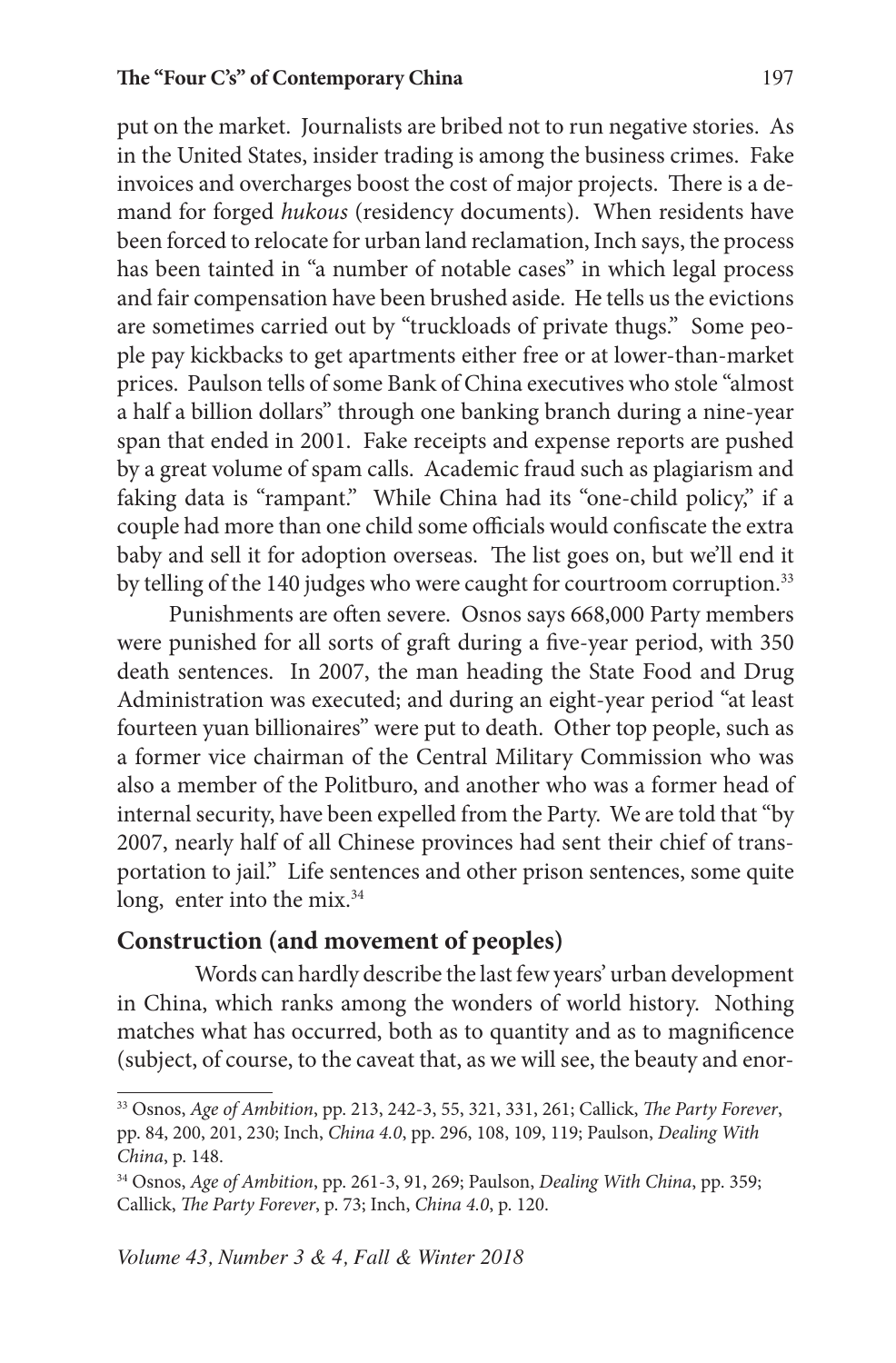put on the market. Journalists are bribed not to run negative stories. As in the United States, insider trading is among the business crimes. Fake invoices and overcharges boost the cost of major projects. There is a demand for forged *hukous* (residency documents). When residents have been forced to relocate for urban land reclamation, Inch says, the process has been tainted in "a number of notable cases" in which legal process and fair compensation have been brushed aside. He tells us the evictions are sometimes carried out by "truckloads of private thugs." Some people pay kickbacks to get apartments either free or at lower-than-market prices. Paulson tells of some Bank of China executives who stole "almost a half a billion dollars" through one banking branch during a nine-year span that ended in 2001. Fake receipts and expense reports are pushed by a great volume of spam calls. Academic fraud such as plagiarism and faking data is "rampant." While China had its "one-child policy," if a couple had more than one child some officials would confiscate the extra baby and sell it for adoption overseas. The list goes on, but we'll end it by telling of the 140 judges who were caught for courtroom corruption.[33]

Punishments are often severe. Osnos says 668,000 Party members were punished for all sorts of graft during a five-year period, with 350 death sentences. In 2007, the man heading the State Food and Drug Administration was executed; and during an eight-year period "at least fourteen yuan billionaires" were put to death. Other top people, such as a former vice chairman of the Central Military Commission who was also a member of the Politburo, and another who was a former head of internal security, have been expelled from the Party. We are told that "by 2007, nearly half of all Chinese provinces had sent their chief of transportation to jail." Life sentences and other prison sentences, some quite long, enter into the mix.[34]

## Construction (and movement of peoples)

Words can hardly describe the last few years' urban development in China, which ranks among the wonders of world history. Nothing matches what has occurred, both as to quantity and as to magnificence (subject, of course, to the caveat that, as we will see, the beauty and enor-

---

[33] Osnos, *Age of Ambition*, pp. 213, 242-3, 55, 321, 331, 261; Callick, *The Party Forever*, pp. 84, 200, 201, 230; Inch, *China 4.0*, pp. 296, 108, 109, 119; Paulson, *Dealing With China*, p. 148.

[34] Osnos, *Age of Ambition*, pp. 261-3, 91, 269; Paulson, *Dealing With China*, pp. 359; Callick, *The Party Forever*, p. 73; Inch, *China 4.0*, p. 120.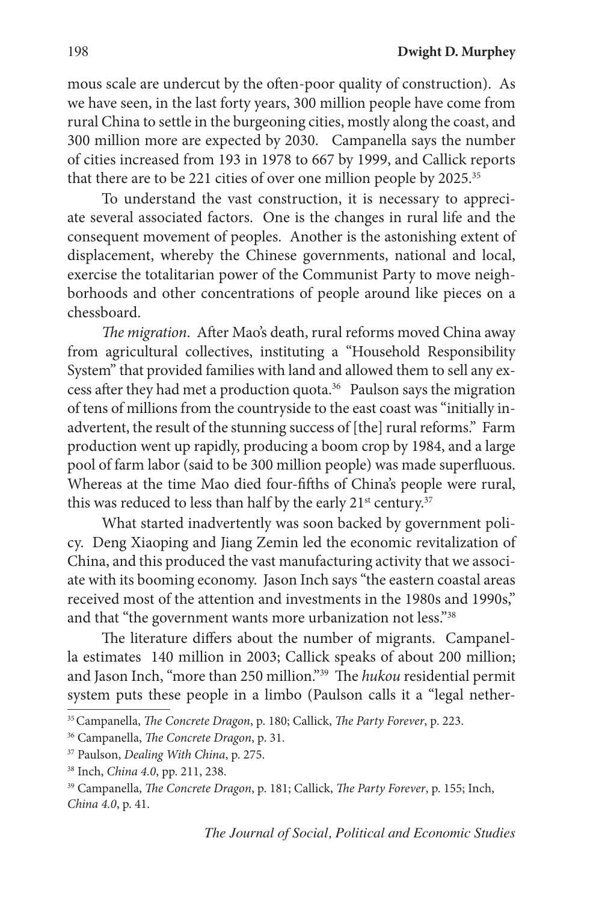mous scale are undercut by the often-poor quality of construction). As we have seen, in the last forty years, 300 million people have come from rural China to settle in the burgeoning cities, mostly along the coast, and 300 million more are expected by 2030. Campanella says the number of cities increased from 193 in 1978 to 667 by 1999, and Callick reports that there are to be 221 cities of over one million people by 2025.[35]

To understand the vast construction, it is necessary to appreciate several associated factors. One is the changes in rural life and the consequent movement of peoples. Another is the astonishing extent of displacement, whereby the Chinese governments, national and local, exercise the totalitarian power of the Communist Party to move neighborhoods and other concentrations of people around like pieces on a chessboard.

*The migration*. After Mao's death, rural reforms moved China away from agricultural collectives, instituting a "Household Responsibility System" that provided families with land and allowed them to sell any excess after they had met a production quota.[36] Paulson says the migration of tens of millions from the countryside to the east coast was "initially inadvertent, the result of the stunning success of [the] rural reforms." Farm production went up rapidly, producing a boom crop by 1984, and a large pool of farm labor (said to be 300 million people) was made superfluous. Whereas at the time Mao died four-fifths of China's people were rural, this was reduced to less than half by the early 21st century.[37]

What started inadvertently was soon backed by government policy. Deng Xiaoping and Jiang Zemin led the economic revitalization of China, and this produced the vast manufacturing activity that we associate with its booming economy. Jason Inch says "the eastern coastal areas received most of the attention and investments in the 1980s and 1990s," and that "the government wants more urbanization not less."[38]

The literature differs about the number of migrants. Campanella estimates 140 million in 2003; Callick speaks of about 200 million; and Jason Inch, "more than 250 million."[39] The *hukou* residential permit system puts these people in a limbo (Paulson calls it a "legal nether-

---

[35] Campanella, *The Concrete Dragon*, p. 180; Callick, *The Party Forever*, p. 223.

[36] Campanella, *The Concrete Dragon*, p. 31.

[37] Paulson, *Dealing With China*, p. 275.

[38] Inch, *China 4.0*, pp. 211, 238.

[39] Campanella, *The Concrete Dragon*, p. 181; Callick, *The Party Forever*, p. 155; Inch, *China 4.0*, p. 41.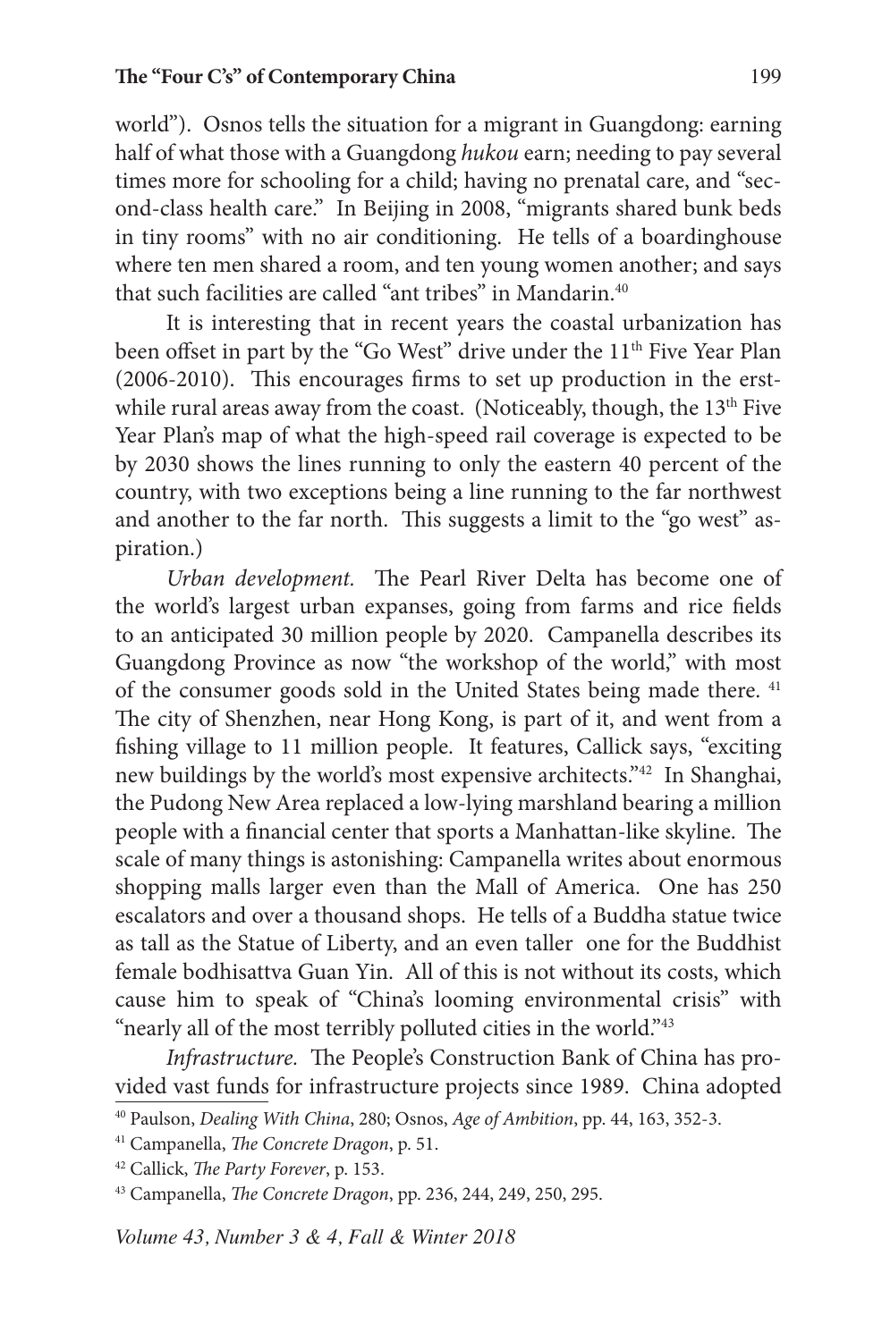world"). Osnos tells the situation for a migrant in Guangdong: earning half of what those with a Guangdong *hukou* earn; needing to pay several times more for schooling for a child; having no prenatal care, and "second-class health care." In Beijing in 2008, "migrants shared bunk beds in tiny rooms" with no air conditioning. He tells of a boardinghouse where ten men shared a room, and ten young women another; and says that such facilities are called "ant tribes" in Mandarin.[40]

It is interesting that in recent years the coastal urbanization has been offset in part by the "Go West" drive under the 11th Five Year Plan (2006-2010). This encourages firms to set up production in the erstwhile rural areas away from the coast. (Noticeably, though, the 13th Five Year Plan's map of what the high-speed rail coverage is expected to be by 2030 shows the lines running to only the eastern 40 percent of the country, with two exceptions being a line running to the far northwest and another to the far north. This suggests a limit to the "go west" aspiration.)

*Urban development.* The Pearl River Delta has become one of the world's largest urban expanses, going from farms and rice fields to an anticipated 30 million people by 2020. Campanella describes its Guangdong Province as now "the workshop of the world," with most of the consumer goods sold in the United States being made there. [41] The city of Shenzhen, near Hong Kong, is part of it, and went from a fishing village to 11 million people. It features, Callick says, "exciting new buildings by the world's most expensive architects."[42] In Shanghai, the Pudong New Area replaced a low-lying marshland bearing a million people with a financial center that sports a Manhattan-like skyline. The scale of many things is astonishing: Campanella writes about enormous shopping malls larger even than the Mall of America. One has 250 escalators and over a thousand shops. He tells of a Buddha statue twice as tall as the Statue of Liberty, and an even taller one for the Buddhist female bodhisattva Guan Yin. All of this is not without its costs, which cause him to speak of "China's looming environmental crisis" with "nearly all of the most terribly polluted cities in the world."[43]

*Infrastructure.* The People's Construction Bank of China has provided vast funds for infrastructure projects since 1989. China adopted

---

[40] Paulson, *Dealing With China*, 280; Osnos, *Age of Ambition*, pp. 44, 163, 352-3.

[41] Campanella, *The Concrete Dragon*, p. 51.

[42] Callick, *The Party Forever*, p. 153.

[43] Campanella, *The Concrete Dragon*, pp. 236, 244, 249, 250, 295.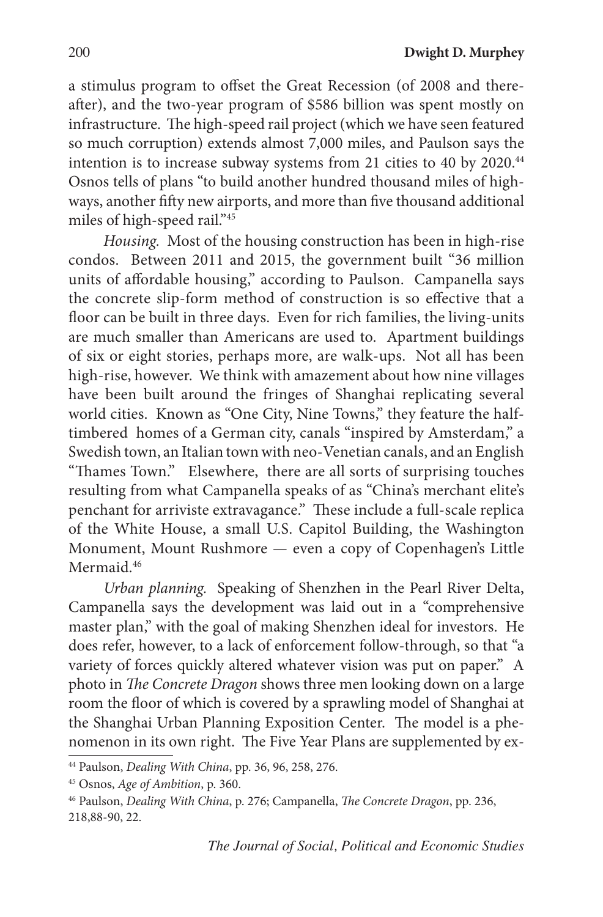a stimulus program to offset the Great Recession (of 2008 and thereafter), and the two-year program of $586 billion was spent mostly on infrastructure. The high-speed rail project (which we have seen featured so much corruption) extends almost 7,000 miles, and Paulson says the intention is to increase subway systems from 21 cities to 40 by 2020.[44] Osnos tells of plans "to build another hundred thousand miles of highways, another fifty new airports, and more than five thousand additional miles of high-speed rail."[45]

*Housing.* Most of the housing construction has been in high-rise condos. Between 2011 and 2015, the government built "36 million units of affordable housing," according to Paulson. Campanella says the concrete slip-form method of construction is so effective that a floor can be built in three days. Even for rich families, the living-units are much smaller than Americans are used to. Apartment buildings of six or eight stories, perhaps more, are walk-ups. Not all has been high-rise, however. We think with amazement about how nine villages have been built around the fringes of Shanghai replicating several world cities. Known as "One City, Nine Towns," they feature the half-timbered homes of a German city, canals "inspired by Amsterdam," a Swedish town, an Italian town with neo-Venetian canals, and an English "Thames Town." Elsewhere, there are all sorts of surprising touches resulting from what Campanella speaks of as "China's merchant elite's penchant for arriviste extravagance." These include a full-scale replica of the White House, a small U.S. Capitol Building, the Washington Monument, Mount Rushmore — even a copy of Copenhagen's Little Mermaid.[46]

*Urban planning.* Speaking of Shenzhen in the Pearl River Delta, Campanella says the development was laid out in a "comprehensive master plan," with the goal of making Shenzhen ideal for investors. He does refer, however, to a lack of enforcement follow-through, so that "a variety of forces quickly altered whatever vision was put on paper." A photo in *The Concrete Dragon* shows three men looking down on a large room the floor of which is covered by a sprawling model of Shanghai at the Shanghai Urban Planning Exposition Center. The model is a phenomenon in its own right. The Five Year Plans are supplemented by ex-

---

[44] Paulson, *Dealing With China*, pp. 36, 96, 258, 276.

[45] Osnos, *Age of Ambition*, p. 360.

[46] Paulson, *Dealing With China*, p. 276; Campanella, *The Concrete Dragon*, pp. 236, 218,88-90, 22.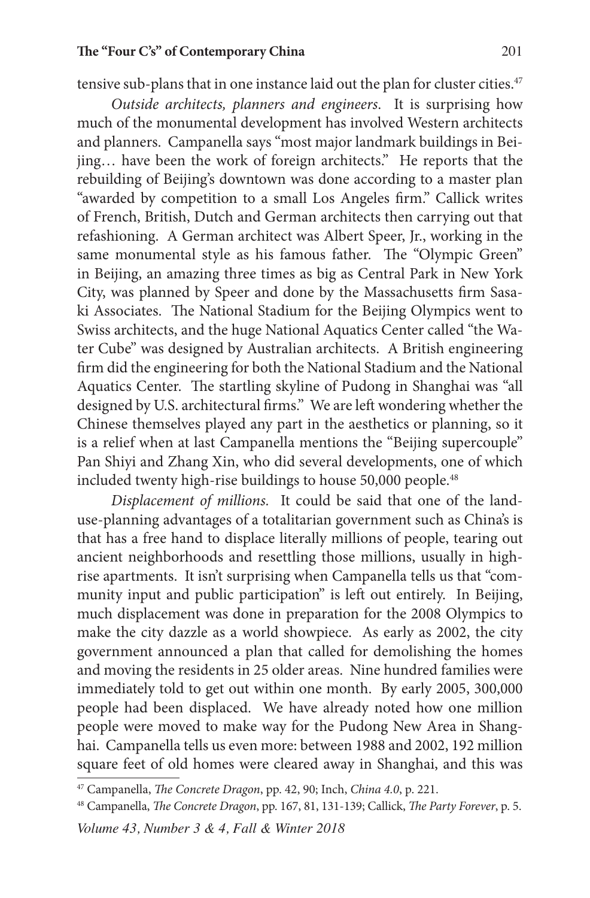tensive sub-plans that in one instance laid out the plan for cluster cities.[47]

*Outside architects, planners and engineers.* It is surprising how much of the monumental development has involved Western architects and planners. Campanella says "most major landmark buildings in Beijing… have been the work of foreign architects." He reports that the rebuilding of Beijing's downtown was done according to a master plan "awarded by competition to a small Los Angeles firm." Callick writes of French, British, Dutch and German architects then carrying out that refashioning. A German architect was Albert Speer, Jr., working in the same monumental style as his famous father. The "Olympic Green" in Beijing, an amazing three times as big as Central Park in New York City, was planned by Speer and done by the Massachusetts firm Sasaki Associates. The National Stadium for the Beijing Olympics went to Swiss architects, and the huge National Aquatics Center called "the Water Cube" was designed by Australian architects. A British engineering firm did the engineering for both the National Stadium and the National Aquatics Center. The startling skyline of Pudong in Shanghai was "all designed by U.S. architectural firms." We are left wondering whether the Chinese themselves played any part in the aesthetics or planning, so it is a relief when at last Campanella mentions the "Beijing supercouple" Pan Shiyi and Zhang Xin, who did several developments, one of which included twenty high-rise buildings to house 50,000 people.[48]

*Displacement of millions.* It could be said that one of the land-use-planning advantages of a totalitarian government such as China's is that has a free hand to displace literally millions of people, tearing out ancient neighborhoods and resettling those millions, usually in high-rise apartments. It isn't surprising when Campanella tells us that "community input and public participation" is left out entirely. In Beijing, much displacement was done in preparation for the 2008 Olympics to make the city dazzle as a world showpiece. As early as 2002, the city government announced a plan that called for demolishing the homes and moving the residents in 25 older areas. Nine hundred families were immediately told to get out within one month. By early 2005, 300,000 people had been displaced. We have already noted how one million people were moved to make way for the Pudong New Area in Shanghai. Campanella tells us even more: between 1988 and 2002, 192 million square feet of old homes were cleared away in Shanghai, and this was

---

[47] Campanella, *The Concrete Dragon*, pp. 42, 90; Inch, *China 4.0*, p. 221.

[48] Campanella, *The Concrete Dragon*, pp. 167, 81, 131-139; Callick, *The Party Forever*, p. 5.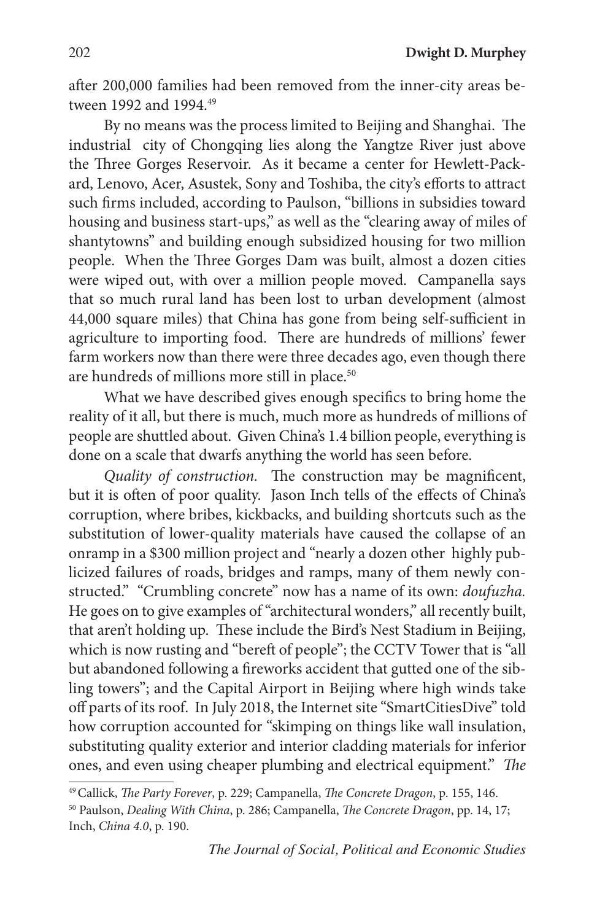after 200,000 families had been removed from the inner-city areas between 1992 and 1994.[49]

By no means was the process limited to Beijing and Shanghai. The industrial city of Chongqing lies along the Yangtze River just above the Three Gorges Reservoir. As it became a center for Hewlett-Packard, Lenovo, Acer, Asustek, Sony and Toshiba, the city's efforts to attract such firms included, according to Paulson, "billions in subsidies toward housing and business start-ups," as well as the "clearing away of miles of shantytowns" and building enough subsidized housing for two million people. When the Three Gorges Dam was built, almost a dozen cities were wiped out, with over a million people moved. Campanella says that so much rural land has been lost to urban development (almost 44,000 square miles) that China has gone from being self-sufficient in agriculture to importing food. There are hundreds of millions' fewer farm workers now than there were three decades ago, even though there are hundreds of millions more still in place.[50]

What we have described gives enough specifics to bring home the reality of it all, but there is much, much more as hundreds of millions of people are shuttled about. Given China's 1.4 billion people, everything is done on a scale that dwarfs anything the world has seen before.

*Quality of construction.* The construction may be magnificent, but it is often of poor quality. Jason Inch tells of the effects of China's corruption, where bribes, kickbacks, and building shortcuts such as the substitution of lower-quality materials have caused the collapse of an onramp in a $300 million project and "nearly a dozen other highly publicized failures of roads, bridges and ramps, many of them newly constructed." "Crumbling concrete" now has a name of its own: *doufuzha.* He goes on to give examples of "architectural wonders," all recently built, that aren't holding up. These include the Bird's Nest Stadium in Beijing, which is now rusting and "bereft of people"; the CCTV Tower that is "all but abandoned following a fireworks accident that gutted one of the sibling towers"; and the Capital Airport in Beijing where high winds take off parts of its roof. In July 2018, the Internet site "SmartCitiesDive" told how corruption accounted for "skimping on things like wall insulation, substituting quality exterior and interior cladding materials for inferior ones, and even using cheaper plumbing and electrical equipment." *The*

---

[49] Callick, *The Party Forever*, p. 229; Campanella, *The Concrete Dragon*, p. 155, 146.

[50] Paulson, *Dealing With China*, p. 286; Campanella, *The Concrete Dragon*, pp. 14, 17; Inch, *China 4.0*, p. 190.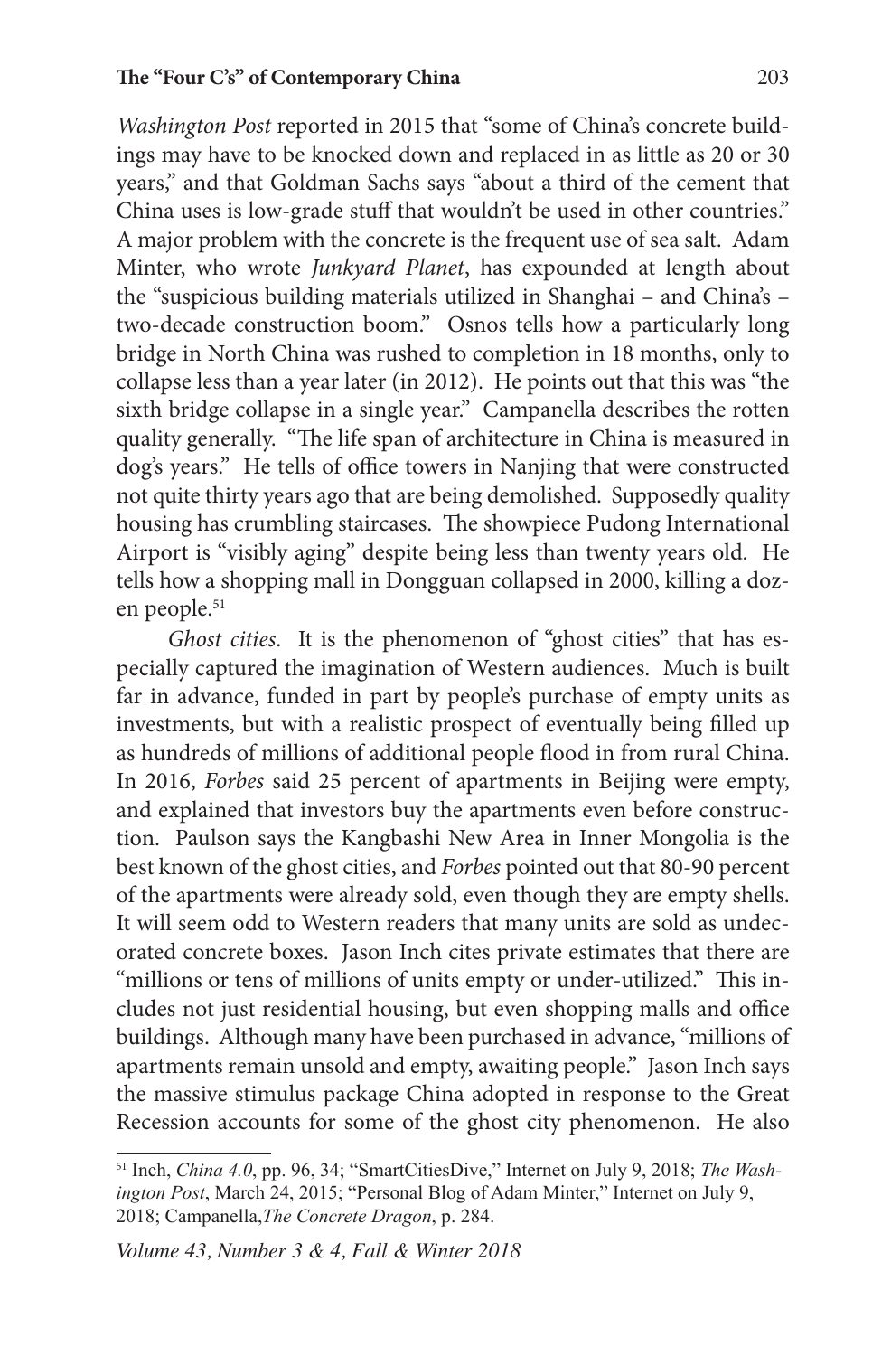*Washington Post* reported in 2015 that "some of China's concrete buildings may have to be knocked down and replaced in as little as 20 or 30 years," and that Goldman Sachs says "about a third of the cement that China uses is low-grade stuff that wouldn't be used in other countries." A major problem with the concrete is the frequent use of sea salt. Adam Minter, who wrote *Junkyard Planet*, has expounded at length about the "suspicious building materials utilized in Shanghai – and China's – two-decade construction boom." Osnos tells how a particularly long bridge in North China was rushed to completion in 18 months, only to collapse less than a year later (in 2012). He points out that this was "the sixth bridge collapse in a single year." Campanella describes the rotten quality generally. "The life span of architecture in China is measured in dog's years." He tells of office towers in Nanjing that were constructed not quite thirty years ago that are being demolished. Supposedly quality housing has crumbling staircases. The showpiece Pudong International Airport is "visibly aging" despite being less than twenty years old. He tells how a shopping mall in Dongguan collapsed in 2000, killing a dozen people.[51]

*Ghost cities*. It is the phenomenon of "ghost cities" that has especially captured the imagination of Western audiences. Much is built far in advance, funded in part by people's purchase of empty units as investments, but with a realistic prospect of eventually being filled up as hundreds of millions of additional people flood in from rural China. In 2016, *Forbes* said 25 percent of apartments in Beijing were empty, and explained that investors buy the apartments even before construction. Paulson says the Kangbashi New Area in Inner Mongolia is the best known of the ghost cities, and *Forbes* pointed out that 80-90 percent of the apartments were already sold, even though they are empty shells. It will seem odd to Western readers that many units are sold as undecorated concrete boxes. Jason Inch cites private estimates that there are "millions or tens of millions of units empty or under-utilized." This includes not just residential housing, but even shopping malls and office buildings. Although many have been purchased in advance, "millions of apartments remain unsold and empty, awaiting people." Jason Inch says the massive stimulus package China adopted in response to the Great Recession accounts for some of the ghost city phenomenon. He also

---

[51] Inch, *China 4.0*, pp. 96, 34; "SmartCitiesDive," Internet on July 9, 2018; *The Washington Post*, March 24, 2015; "Personal Blog of Adam Minter," Internet on July 9, 2018; Campanella, *The Concrete Dragon*, p. 284.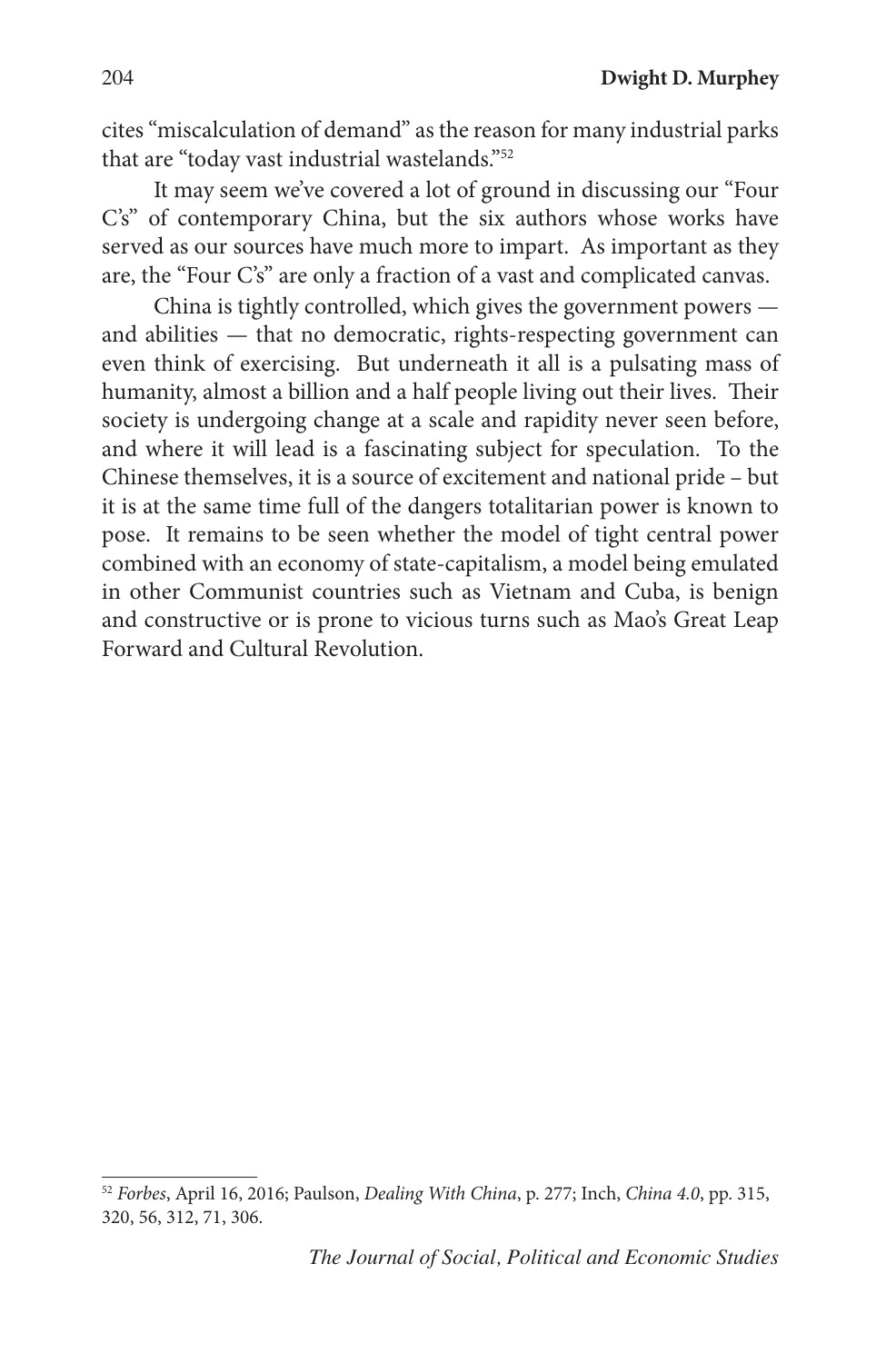cites "miscalculation of demand" as the reason for many industrial parks that are "today vast industrial wastelands."[52]

It may seem we've covered a lot of ground in discussing our "Four C's" of contemporary China, but the six authors whose works have served as our sources have much more to impart. As important as they are, the "Four C's" are only a fraction of a vast and complicated canvas.

China is tightly controlled, which gives the government powers — and abilities — that no democratic, rights-respecting government can even think of exercising. But underneath it all is a pulsating mass of humanity, almost a billion and a half people living out their lives. Their society is undergoing change at a scale and rapidity never seen before, and where it will lead is a fascinating subject for speculation. To the Chinese themselves, it is a source of excitement and national pride – but it is at the same time full of the dangers totalitarian power is known to pose. It remains to be seen whether the model of tight central power combined with an economy of state-capitalism, a model being emulated in other Communist countries such as Vietnam and Cuba, is benign and constructive or is prone to vicious turns such as Mao's Great Leap Forward and Cultural Revolution.

---

[52] *Forbes*, April 16, 2016; Paulson, *Dealing With China*, p. 277; Inch, *China 4.0*, pp. 315, 320, 56, 312, 71, 306.